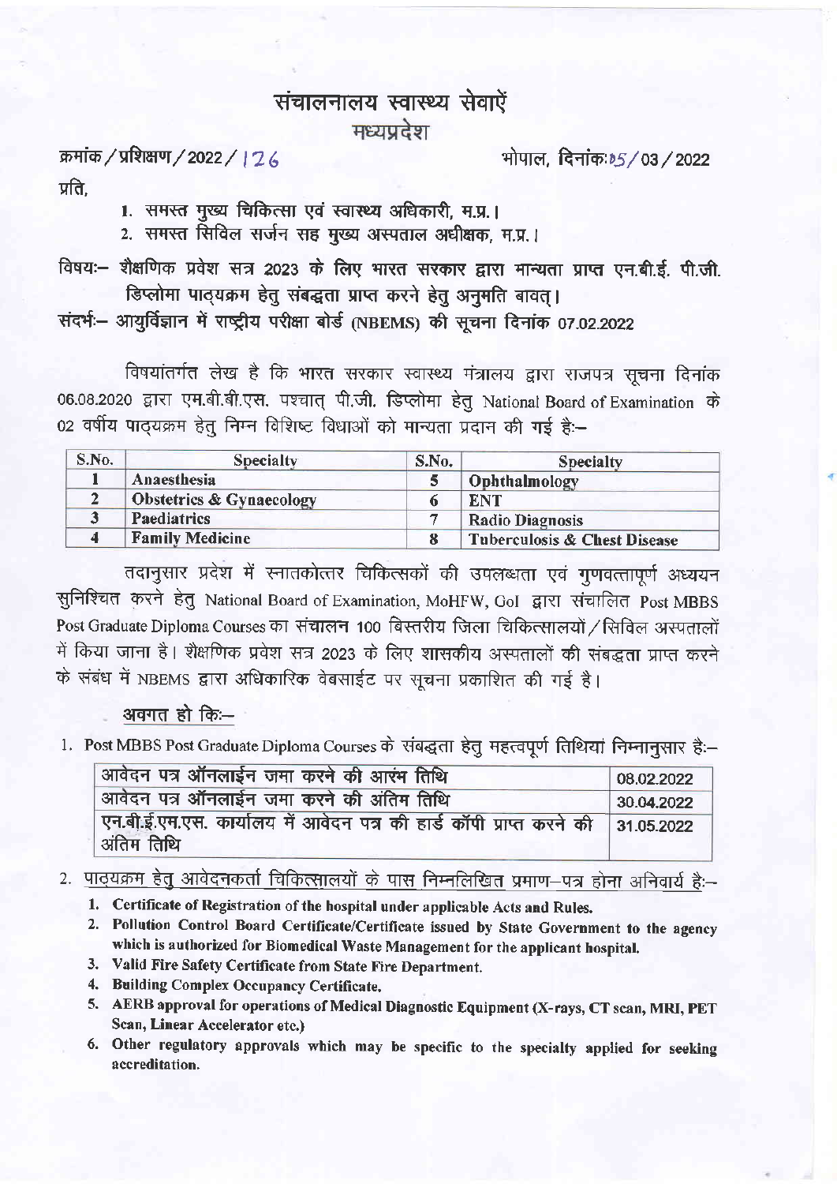# संचालनालय स्वास्थ्य सेवाऐं
## मध्यप्रदेश

क्रमांक/प्रशिक्षण/2022/126 — भोपाल, दिनांक:05/03/2022

प्रति,

1. समस्त मुख्य चिकित्सा एवं स्वास्थ्य अधिकारी, म.प्र.।
2. समस्त सिविल सर्जन सह मुख्य अस्पताल अधीक्षक, म.प्र.।

**विषयः–** शैक्षणिक प्रवेश सत्र 2023 के लिए भारत सरकार द्वारा मान्यता प्राप्त एन.बी.ई. पी.जी. डिप्लोमा पाठ्यक्रम हेतु संबद्धता प्राप्त करने हेतु अनुमति बावत्।

**संदर्भः–** आयुर्विज्ञान में राष्ट्रीय परीक्षा बोर्ड (NBEMS) की सूचना दिनांक 07.02.2022

विषयांतर्गत लेख है कि भारत सरकार स्वास्थ्य मंत्रालय द्वारा राजपत्र सूचना दिनांक 06.08.2020 द्वारा एम.बी.बी.एस. पश्चात् पी.जी. डिप्लोमा हेतु National Board of Examination के 02 वर्षीय पाठ्यक्रम हेतु निम्न विशिष्ट विधाओं को मान्यता प्रदान की गई है:–

| S.No. | Specialty | S.No. | Specialty |
|---|---|---|---|
| 1 | Anaesthesia | 5 | Ophthalmology |
| 2 | Obstetrics & Gynaecology | 6 | ENT |
| 3 | Paediatrics | 7 | Radio Diagnosis |
| 4 | Family Medicine | 8 | Tuberculosis & Chest Disease |

तदानुसार प्रदेश में स्नातकोत्तर चिकित्सकों की उपलब्धता एवं गुणवत्तापूर्ण अध्ययन सुनिश्चित करने हेतु National Board of Examination, MoHFW, GoI द्वारा संचालित Post MBBS Post Graduate Diploma Courses का संचालन 100 बिस्तरीय जिला चिकित्सालयों/सिविल अस्पतालों में किया जाना है। शैक्षणिक प्रवेश सत्र 2023 के लिए शासकीय अस्पतालों की संबद्धता प्राप्त करने के संबंध में NBEMS द्वारा अधिकारिक वेबसाईट पर सूचना प्रकाशित की गई है।

**अवगत हो कि:–**

1. Post MBBS Post Graduate Diploma Courses के संबद्धता हेतु महत्वपूर्ण तिथियां निम्नानुसार है:–

| | |
|---|---|
| आवेदन पत्र ऑनलाईन जमा करने की आरंभ तिथि | 08.02.2022 |
| आवेदन पत्र ऑनलाईन जमा करने की अंतिम तिथि | 30.04.2022 |
| एन.बी.ई.एम.एस. कार्यालय में आवेदन पत्र की हार्ड कॉपी प्राप्त करने की अंतिम तिथि | 31.05.2022 |

2. पाठ्यक्रम हेतु आवेदनकर्ता चिकित्सालयों के पास निम्नलिखित प्रमाण–पत्र होना अनिवार्य है:–
    1. **Certificate of Registration of the hospital under applicable Acts and Rules.**
    2. **Pollution Control Board Certificate/Certificate issued by State Government to the agency which is authorized for Biomedical Waste Management for the applicant hospital.**
    3. **Valid Fire Safety Certificate from State Fire Department.**
    4. **Building Complex Occupancy Certificate.**
    5. **AERB approval for operations of Medical Diagnostic Equipment (X-rays, CT scan, MRI, PET Scan, Linear Accelerator etc.)**
    6. **Other regulatory approvals which may be specific to the specialty applied for seeking accreditation.**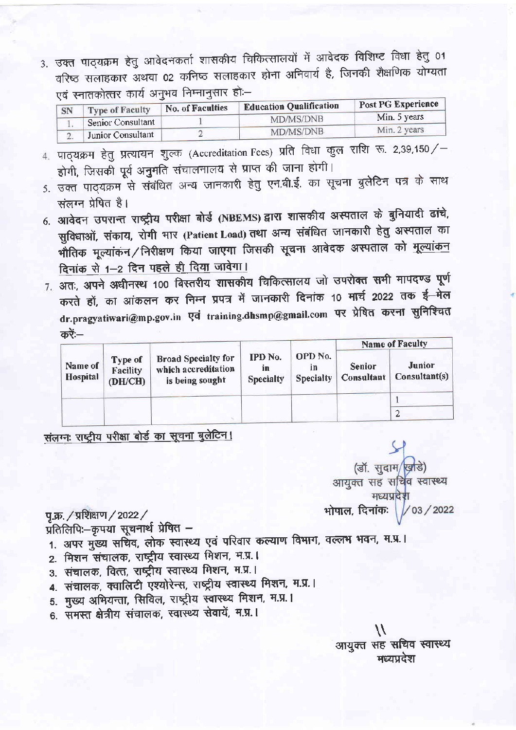3. उक्त पाठ्यक्रम हेतु आवेदनकर्ता शासकीय चिकित्सालयों में आवेदक विशिष्ट विधा हेतु 01 वरिष्ठ सलाहकार अथवा 02 कनिष्ठ सलाहकार होना अनिवार्य है, जिनकी शैक्षणिक योग्यता एवं स्नातकोत्तर कार्य अनुभव निम्नानुसार हो:-

| SN | Type of Faculty | No. of Faculties | Education Qualification | Post PG Experience |
|---|---|---|---|---|
| 1. | Senior Consultant | 1 | MD/MS/DNB | Min. 5 years |
| 2. | Junior Consultant | 2 | MD/MS/DNB | Min. 2 years |

4. पाठ्यक्रम हेतु प्रत्यायन शुल्क (Accreditation Fees) प्रति विधा कुल राशि रू. 2,39,150/- होगी, जिसकी पूर्व अनुमति संचालनालय से प्राप्त की जाना होगी।
5. उक्त पाठ्यक्रम से संबंधित अन्य जानकारी हेतु एन.बी.ई. का सूचना बुलेटिन पत्र के साथ संलग्न प्रेषित है।
6. **आवेदन उपरान्त राष्ट्रीय परीक्षा बोर्ड (NBEMS) द्वारा शासकीय अस्पताल के बुनियादी ढांचे, सुविधाओं, संकाय, रोगी भार (Patient Load) तथा अन्य संबंधित जानकारी हेतु अस्पताल का भौतिक मूल्यांकन/निरीक्षण किया जाएगा जिसकी सूचना आवेदक अस्पताल को मूल्यांकन दिनांक से 1-2 दिन पहले ही दिया जावेगा।**
7. **अतः, अपने अधीनस्थ 100 बिस्तरीय शासकीय चिकित्सालय जो उपरोक्त सभी मापदण्ड पूर्ण करते हों, का आंकलन कर निम्न प्रपत्र में जानकारी दिनांक 10 मार्च 2022 तक ई-मेल dr.pragyatiwari@mp.gov.in एवं training.dhsmp@gmail.com पर प्रेषित करना सुनिश्चित करें:-**

| Name of Hospital | Type of Facility (DH/CH) | Broad Specialty for which accreditation is being sought | IPD No. in Specialty | OPD No. in Specialty | Name of Faculty | |
|---|---|---|---|---|---|---|
| | | | | | Senior Consultant | Junior Consultant(s) |
| | | | | | | 1 |
| | | | | | | 2 |

**संलग्नः राष्ट्रीय परीक्षा बोर्ड का सूचना बुलेटिन।**

(डॉ. सुदाम खाडे)
आयुक्त सह सचिव स्वास्थ्य
मध्यप्रदेश
भोपाल, दिनांकः /03/2022

पृ.क्र./प्रशिक्षण/2022/
प्रतिलिपिः-कृपया सूचनार्थ प्रेषित -

1. अपर मुख्य सचिव, लोक स्वास्थ्य एवं परिवार कल्याण विभाग, वल्लभ भवन, म.प्र.।
2. मिशन संचालक, राष्ट्रीय स्वास्थ्य मिशन, म.प्र.।
3. संचालक, वित्त, राष्ट्रीय स्वास्थ्य मिशन, म.प्र.।
4. संचालक, क्वालिटी एश्योरेन्स, राष्ट्रीय स्वास्थ्य मिशन, म.प्र.।
5. मुख्य अभियन्ता, सिविल, राष्ट्रीय स्वास्थ्य मिशन, म.प्र.।
6. समस्त क्षेत्रीय संचालक, स्वास्थ्य सेवायें, म.प्र.।

आयुक्त सह सचिव स्वास्थ्य
मध्यप्रदेश